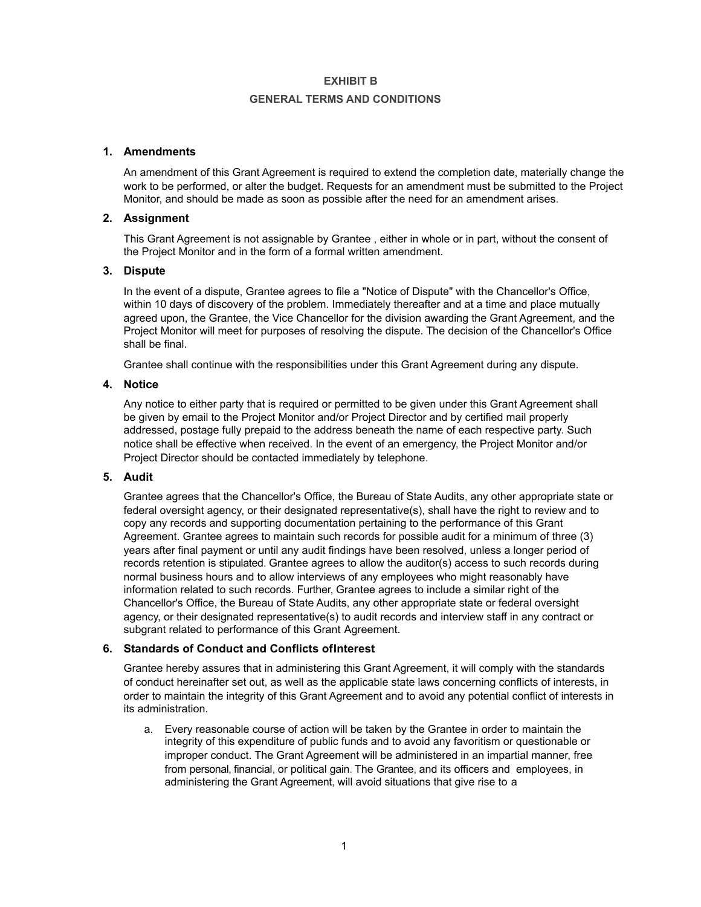# EXHIBIT B

## GENERAL TERMS AND CONDITIONS

### 1. Amendments

An amendment of this Grant Agreement is required to extend the completion date, materially change the work to be performed, or alter the budget. Requests for an amendment must be submitted to the Project Monitor, and should be made as soon as possible after the need for an amendment arises.

### 2. Assignment

This Grant Agreement is not assignable by Grantee , either in whole or in part, without the consent of the Project Monitor and in the form of a formal written amendment.

### 3. Dispute

In the event of a dispute, Grantee agrees to file a "Notice of Dispute" with the Chancellor's Office, within 10 days of discovery of the problem. Immediately thereafter and at a time and place mutually agreed upon, the Grantee, the Vice Chancellor for the division awarding the Grant Agreement, and the Project Monitor will meet for purposes of resolving the dispute. The decision of the Chancellor's Office shall be final.

Grantee shall continue with the responsibilities under this Grant Agreement during any dispute.

### 4. Notice

Any notice to either party that is required or permitted to be given under this Grant Agreement shall be given by email to the Project Monitor and/or Project Director and by certified mail properly addressed, postage fully prepaid to the address beneath the name of each respective party. Such notice shall be effective when received. In the event of an emergency, the Project Monitor and/or Project Director should be contacted immediately by telephone.

### 5. Audit

Grantee agrees that the Chancellor's Office, the Bureau of State Audits, any other appropriate state or federal oversight agency, or their designated representative(s), shall have the right to review and to copy any records and supporting documentation pertaining to the performance of this Grant Agreement. Grantee agrees to maintain such records for possible audit for a minimum of three (3) years after final payment or until any audit findings have been resolved, unless a longer period of records retention is stipulated. Grantee agrees to allow the auditor(s) access to such records during normal business hours and to allow interviews of any employees who might reasonably have information related to such records. Further, Grantee agrees to include a similar right of the Chancellor's Office, the Bureau of State Audits, any other appropriate state or federal oversight agency, or their designated representative(s) to audit records and interview staff in any contract or subgrant related to performance of this Grant Agreement.

### 6. Standards of Conduct and Conflicts ofInterest

Grantee hereby assures that in administering this Grant Agreement, it will comply with the standards of conduct hereinafter set out, as well as the applicable state laws concerning conflicts of interests, in order to maintain the integrity of this Grant Agreement and to avoid any potential conflict of interests in its administration.

a. Every reasonable course of action will be taken by the Grantee in order to maintain the integrity of this expenditure of public funds and to avoid any favoritism or questionable or improper conduct. The Grant Agreement will be administered in an impartial manner, free from personal, financial, or political gain. The Grantee, and its officers and employees, in administering the Grant Agreement, will avoid situations that give rise to a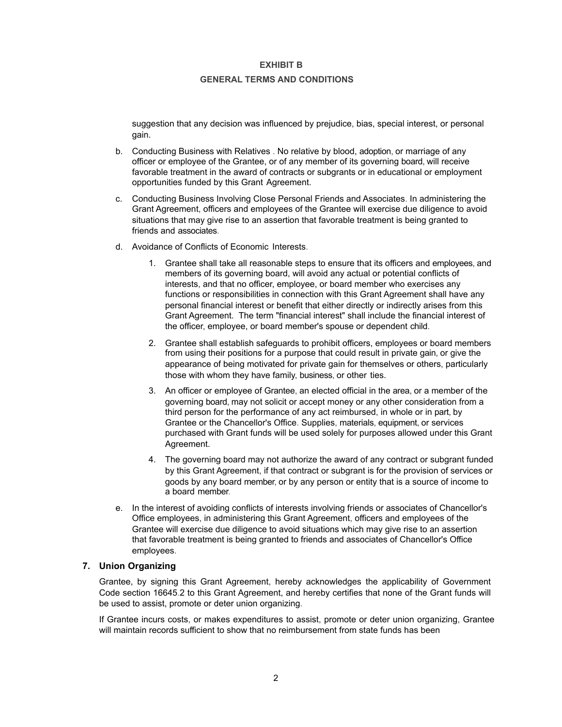suggestion that any decision was influenced by prejudice, bias, special interest, or personal gain.

b. Conducting Business with Relatives . No relative by blood, adoption, or marriage of any officer or employee of the Grantee, or of any member of its governing board, will receive favorable treatment in the award of contracts or subgrants or in educational or employment opportunities funded by this Grant Agreement.

c. Conducting Business Involving Close Personal Friends and Associates. In administering the Grant Agreement, officers and employees of the Grantee will exercise due diligence to avoid situations that may give rise to an assertion that favorable treatment is being granted to friends and associates.

d. Avoidance of Conflicts of Economic Interests.

   1. Grantee shall take all reasonable steps to ensure that its officers and employees, and members of its governing board, will avoid any actual or potential conflicts of interests, and that no officer, employee, or board member who exercises any functions or responsibilities in connection with this Grant Agreement shall have any personal financial interest or benefit that either directly or indirectly arises from this Grant Agreement. The term "financial interest" shall include the financial interest of the officer, employee, or board member's spouse or dependent child.

   2. Grantee shall establish safeguards to prohibit officers, employees or board members from using their positions for a purpose that could result in private gain, or give the appearance of being motivated for private gain for themselves or others, particularly those with whom they have family, business, or other ties.

   3. An officer or employee of Grantee, an elected official in the area, or a member of the governing board, may not solicit or accept money or any other consideration from a third person for the performance of any act reimbursed, in whole or in part, by Grantee or the Chancellor's Office. Supplies, materials, equipment, or services purchased with Grant funds will be used solely for purposes allowed under this Grant Agreement.

   4. The governing board may not authorize the award of any contract or subgrant funded by this Grant Agreement, if that contract or subgrant is for the provision of services or goods by any board member, or by any person or entity that is a source of income to a board member.

e. In the interest of avoiding conflicts of interests involving friends or associates of Chancellor's Office employees, in administering this Grant Agreement, officers and employees of the Grantee will exercise due diligence to avoid situations which may give rise to an assertion that favorable treatment is being granted to friends and associates of Chancellor's Office employees.

### 7. Union Organizing

Grantee, by signing this Grant Agreement, hereby acknowledges the applicability of Government Code section 16645.2 to this Grant Agreement, and hereby certifies that none of the Grant funds will be used to assist, promote or deter union organizing.

If Grantee incurs costs, or makes expenditures to assist, promote or deter union organizing, Grantee will maintain records sufficient to show that no reimbursement from state funds has been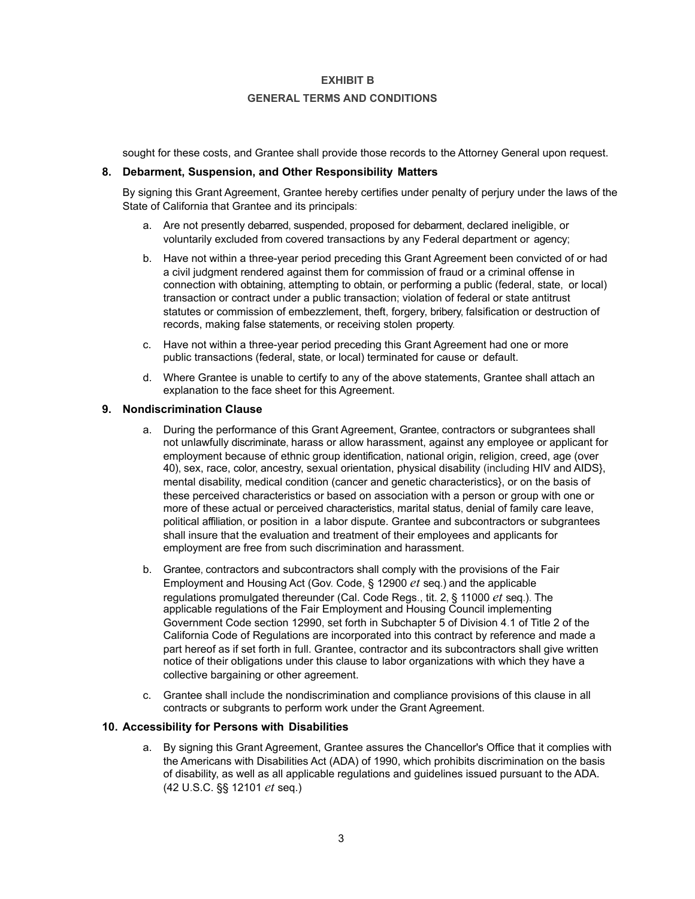# EXHIBIT B

## GENERAL TERMS AND CONDITIONS

sought for these costs, and Grantee shall provide those records to the Attorney General upon request.

### 8. Debarment, Suspension, and Other Responsibility Matters

By signing this Grant Agreement, Grantee hereby certifies under penalty of perjury under the laws of the State of California that Grantee and its principals:

a. Are not presently debarred, suspended, proposed for debarment, declared ineligible, or voluntarily excluded from covered transactions by any Federal department or agency;

b. Have not within a three-year period preceding this Grant Agreement been convicted of or had a civil judgment rendered against them for commission of fraud or a criminal offense in connection with obtaining, attempting to obtain, or performing a public (federal, state, or local) transaction or contract under a public transaction; violation of federal or state antitrust statutes or commission of embezzlement, theft, forgery, bribery, falsification or destruction of records, making false statements, or receiving stolen property.

c. Have not within a three-year period preceding this Grant Agreement had one or more public transactions (federal, state, or local) terminated for cause or default.

d. Where Grantee is unable to certify to any of the above statements, Grantee shall attach an explanation to the face sheet for this Agreement.

### 9. Nondiscrimination Clause

a. During the performance of this Grant Agreement, Grantee, contractors or subgrantees shall not unlawfully discriminate, harass or allow harassment, against any employee or applicant for employment because of ethnic group identification, national origin, religion, creed, age (over 40), sex, race, color, ancestry, sexual orientation, physical disability (including HIV and AIDS}, mental disability, medical condition (cancer and genetic characteristics}, or on the basis of these perceived characteristics or based on association with a person or group with one or more of these actual or perceived characteristics, marital status, denial of family care leave, political affiliation, or position in a labor dispute. Grantee and subcontractors or subgrantees shall insure that the evaluation and treatment of their employees and applicants for employment are free from such discrimination and harassment.

b. Grantee, contractors and subcontractors shall comply with the provisions of the Fair Employment and Housing Act (Gov. Code, § 12900 *et* seq.) and the applicable regulations promulgated thereunder (Cal. Code Regs., tit. 2, § 11000 *et* seq.). The applicable regulations of the Fair Employment and Housing Council implementing Government Code section 12990, set forth in Subchapter 5 of Division 4.1 of Title 2 of the California Code of Regulations are incorporated into this contract by reference and made a part hereof as if set forth in full. Grantee, contractor and its subcontractors shall give written notice of their obligations under this clause to labor organizations with which they have a collective bargaining or other agreement.

c. Grantee shall include the nondiscrimination and compliance provisions of this clause in all contracts or subgrants to perform work under the Grant Agreement.

### 10. Accessibility for Persons with Disabilities

a. By signing this Grant Agreement, Grantee assures the Chancellor's Office that it complies with the Americans with Disabilities Act (ADA) of 1990, which prohibits discrimination on the basis of disability, as well as all applicable regulations and guidelines issued pursuant to the ADA. (42 U.S.C. §§ 12101 *et* seq.)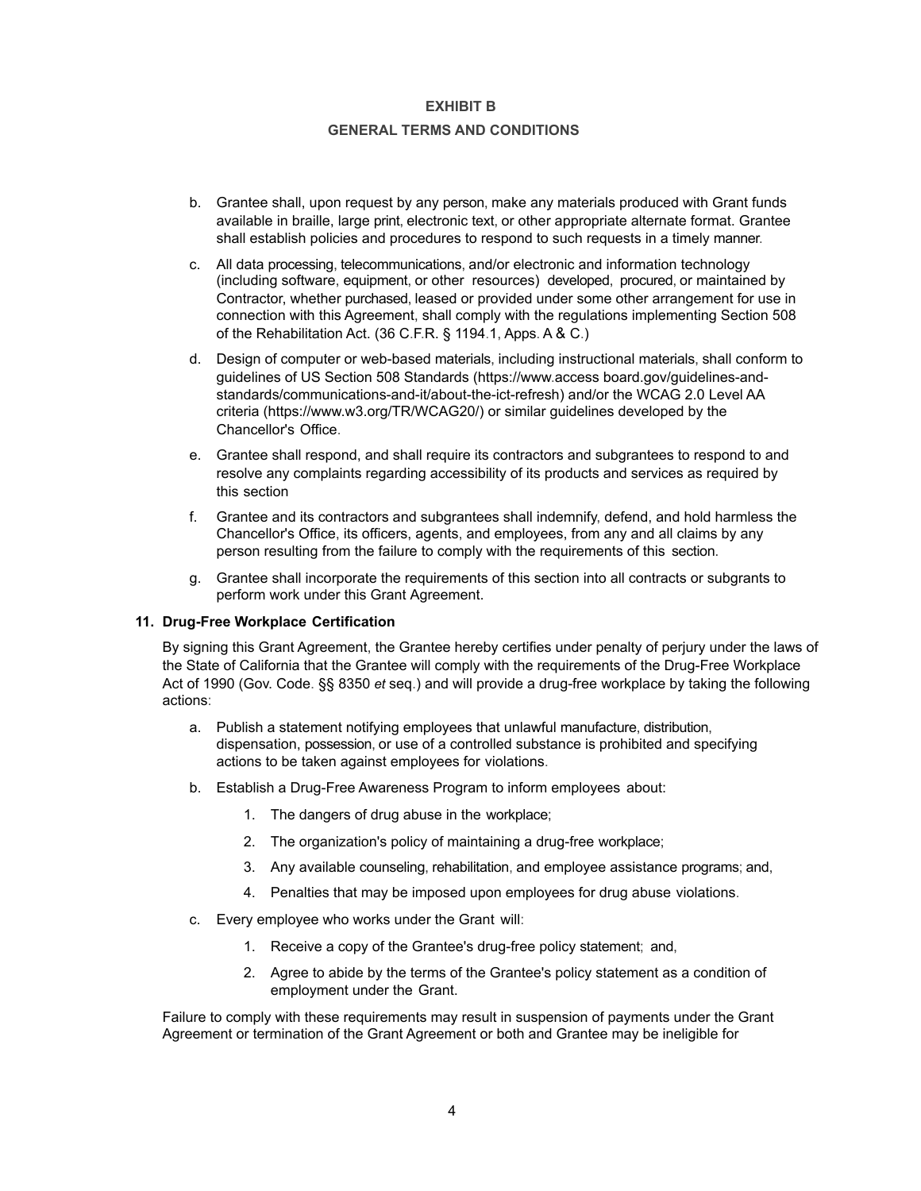# EXHIBIT B

## GENERAL TERMS AND CONDITIONS

b. Grantee shall, upon request by any person, make any materials produced with Grant funds available in braille, large print, electronic text, or other appropriate alternate format. Grantee shall establish policies and procedures to respond to such requests in a timely manner.

c. All data processing, telecommunications, and/or electronic and information technology (including software, equipment, or other resources) developed, procured, or maintained by Contractor, whether purchased, leased or provided under some other arrangement for use in connection with this Agreement, shall comply with the regulations implementing Section 508 of the Rehabilitation Act. (36 C.F.R. § 1194.1, Apps. A & C.)

d. Design of computer or web-based materials, including instructional materials, shall conform to guidelines of US Section 508 Standards (https://www.access board.gov/guidelines-and-standards/communications-and-it/about-the-ict-refresh) and/or the WCAG 2.0 Level AA criteria (https://www.w3.org/TR/WCAG20/) or similar guidelines developed by the Chancellor's Office.

e. Grantee shall respond, and shall require its contractors and subgrantees to respond to and resolve any complaints regarding accessibility of its products and services as required by this section

f. Grantee and its contractors and subgrantees shall indemnify, defend, and hold harmless the Chancellor's Office, its officers, agents, and employees, from any and all claims by any person resulting from the failure to comply with the requirements of this section.

g. Grantee shall incorporate the requirements of this section into all contracts or subgrants to perform work under this Grant Agreement.

**11. Drug-Free Workplace Certification**

By signing this Grant Agreement, the Grantee hereby certifies under penalty of perjury under the laws of the State of California that the Grantee will comply with the requirements of the Drug-Free Workplace Act of 1990 (Gov. Code. §§ 8350 *et* seq.) and will provide a drug-free workplace by taking the following actions:

a. Publish a statement notifying employees that unlawful manufacture, distribution, dispensation, possession, or use of a controlled substance is prohibited and specifying actions to be taken against employees for violations.

b. Establish a Drug-Free Awareness Program to inform employees about:

   1. The dangers of drug abuse in the workplace;

   2. The organization's policy of maintaining a drug-free workplace;

   3. Any available counseling, rehabilitation, and employee assistance programs; and,

   4. Penalties that may be imposed upon employees for drug abuse violations.

c. Every employee who works under the Grant will:

   1. Receive a copy of the Grantee's drug-free policy statement; and,

   2. Agree to abide by the terms of the Grantee's policy statement as a condition of employment under the Grant.

Failure to comply with these requirements may result in suspension of payments under the Grant Agreement or termination of the Grant Agreement or both and Grantee may be ineligible for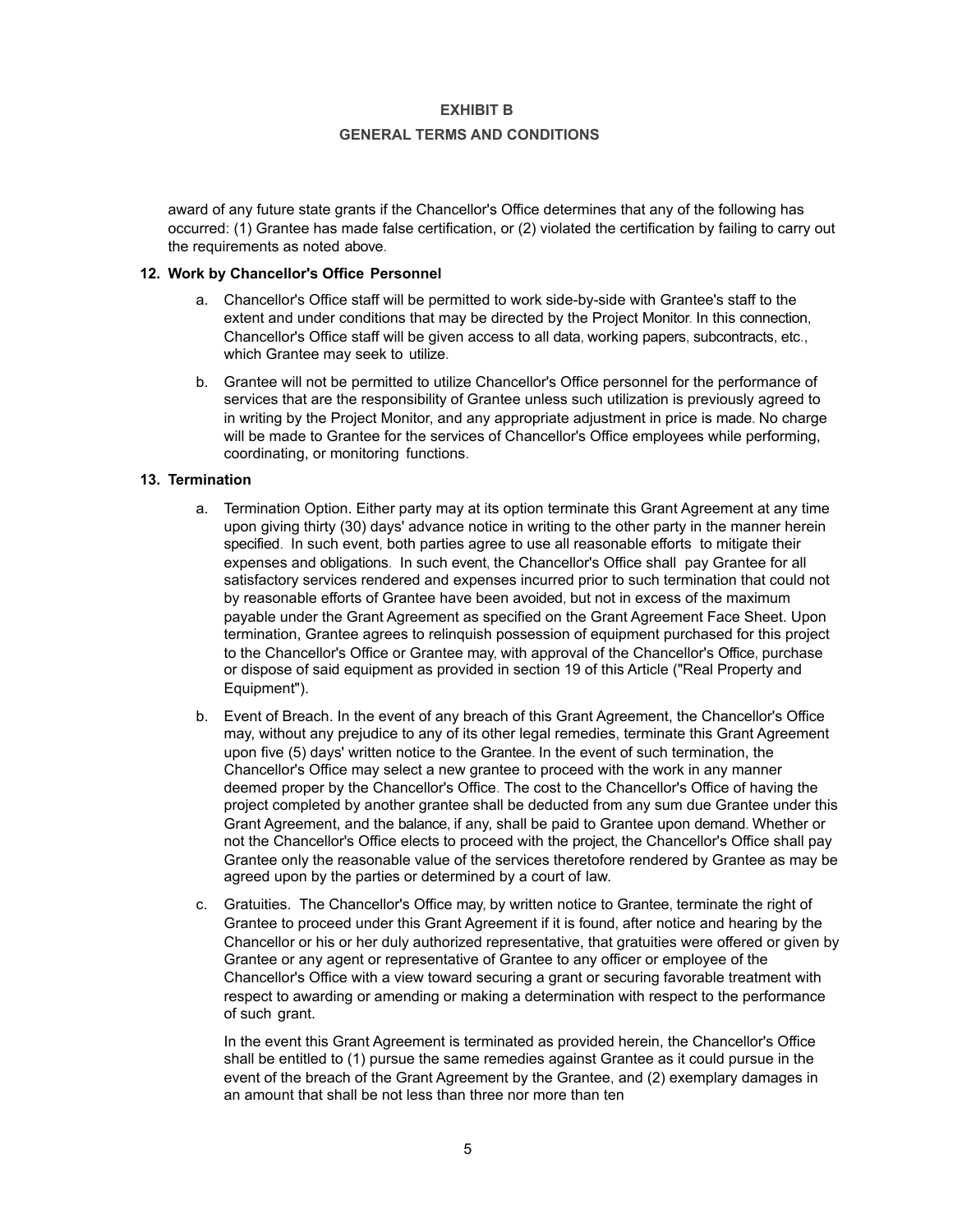award of any future state grants if the Chancellor's Office determines that any of the following has occurred: (1) Grantee has made false certification, or (2) violated the certification by failing to carry out the requirements as noted above.

**12. Work by Chancellor's Office Personnel**

a. Chancellor's Office staff will be permitted to work side-by-side with Grantee's staff to the extent and under conditions that may be directed by the Project Monitor. In this connection, Chancellor's Office staff will be given access to all data, working papers, subcontracts, etc., which Grantee may seek to utilize.

b. Grantee will not be permitted to utilize Chancellor's Office personnel for the performance of services that are the responsibility of Grantee unless such utilization is previously agreed to in writing by the Project Monitor, and any appropriate adjustment in price is made. No charge will be made to Grantee for the services of Chancellor's Office employees while performing, coordinating, or monitoring functions.

**13. Termination**

a. Termination Option. Either party may at its option terminate this Grant Agreement at any time upon giving thirty (30) days' advance notice in writing to the other party in the manner herein specified. In such event, both parties agree to use all reasonable efforts to mitigate their expenses and obligations. In such event, the Chancellor's Office shall pay Grantee for all satisfactory services rendered and expenses incurred prior to such termination that could not by reasonable efforts of Grantee have been avoided, but not in excess of the maximum payable under the Grant Agreement as specified on the Grant Agreement Face Sheet. Upon termination, Grantee agrees to relinquish possession of equipment purchased for this project to the Chancellor's Office or Grantee may, with approval of the Chancellor's Office, purchase or dispose of said equipment as provided in section 19 of this Article ("Real Property and Equipment").

b. Event of Breach. In the event of any breach of this Grant Agreement, the Chancellor's Office may, without any prejudice to any of its other legal remedies, terminate this Grant Agreement upon five (5) days' written notice to the Grantee. In the event of such termination, the Chancellor's Office may select a new grantee to proceed with the work in any manner deemed proper by the Chancellor's Office. The cost to the Chancellor's Office of having the project completed by another grantee shall be deducted from any sum due Grantee under this Grant Agreement, and the balance, if any, shall be paid to Grantee upon demand. Whether or not the Chancellor's Office elects to proceed with the project, the Chancellor's Office shall pay Grantee only the reasonable value of the services theretofore rendered by Grantee as may be agreed upon by the parties or determined by a court of law.

c. Gratuities. The Chancellor's Office may, by written notice to Grantee, terminate the right of Grantee to proceed under this Grant Agreement if it is found, after notice and hearing by the Chancellor or his or her duly authorized representative, that gratuities were offered or given by Grantee or any agent or representative of Grantee to any officer or employee of the Chancellor's Office with a view toward securing a grant or securing favorable treatment with respect to awarding or amending or making a determination with respect to the performance of such grant.

   In the event this Grant Agreement is terminated as provided herein, the Chancellor's Office shall be entitled to (1) pursue the same remedies against Grantee as it could pursue in the event of the breach of the Grant Agreement by the Grantee, and (2) exemplary damages in an amount that shall be not less than three nor more than ten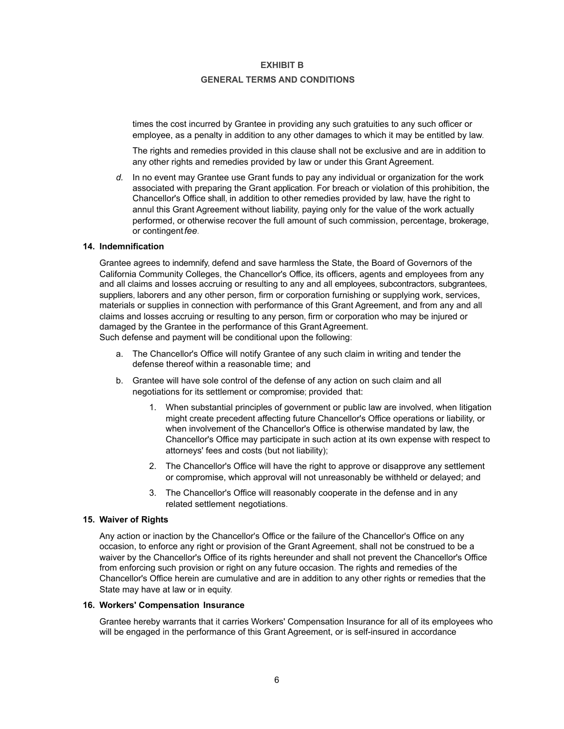# EXHIBIT B

## GENERAL TERMS AND CONDITIONS

times the cost incurred by Grantee in providing any such gratuities to any such officer or employee, as a penalty in addition to any other damages to which it may be entitled by law.

The rights and remedies provided in this clause shall not be exclusive and are in addition to any other rights and remedies provided by law or under this Grant Agreement.

*d.* In no event may Grantee use Grant funds to pay any individual or organization for the work associated with preparing the Grant application. For breach or violation of this prohibition, the Chancellor's Office shall, in addition to other remedies provided by law, have the right to annul this Grant Agreement without liability, paying only for the value of the work actually performed, or otherwise recover the full amount of such commission, percentage, brokerage, or contingent *fee.*

**14. Indemnification**

Grantee agrees to indemnify, defend and save harmless the State, the Board of Governors of the California Community Colleges, the Chancellor's Office, its officers, agents and employees from any and all claims and losses accruing or resulting to any and all employees, subcontractors, subgrantees, suppliers, laborers and any other person, firm or corporation furnishing or supplying work, services, materials or supplies in connection with performance of this Grant Agreement, and from any and all claims and losses accruing or resulting to any person, firm or corporation who may be injured or damaged by the Grantee in the performance of this Grant Agreement.
Such defense and payment will be conditional upon the following:

a. The Chancellor's Office will notify Grantee of any such claim in writing and tender the defense thereof within a reasonable time; and

b. Grantee will have sole control of the defense of any action on such claim and all negotiations for its settlement or compromise; provided that:

   1. When substantial principles of government or public law are involved, when litigation might create precedent affecting future Chancellor's Office operations or liability, or when involvement of the Chancellor's Office is otherwise mandated by law, the Chancellor's Office may participate in such action at its own expense with respect to attorneys' fees and costs (but not liability);

   2. The Chancellor's Office will have the right to approve or disapprove any settlement or compromise, which approval will not unreasonably be withheld or delayed; and

   3. The Chancellor's Office will reasonably cooperate in the defense and in any related settlement negotiations.

**15. Waiver of Rights**

Any action or inaction by the Chancellor's Office or the failure of the Chancellor's Office on any occasion, to enforce any right or provision of the Grant Agreement, shall not be construed to be a waiver by the Chancellor's Office of its rights hereunder and shall not prevent the Chancellor's Office from enforcing such provision or right on any future occasion. The rights and remedies of the Chancellor's Office herein are cumulative and are in addition to any other rights or remedies that the State may have at law or in equity.

**16. Workers' Compensation Insurance**

Grantee hereby warrants that it carries Workers' Compensation Insurance for all of its employees who will be engaged in the performance of this Grant Agreement, or is self-insured in accordance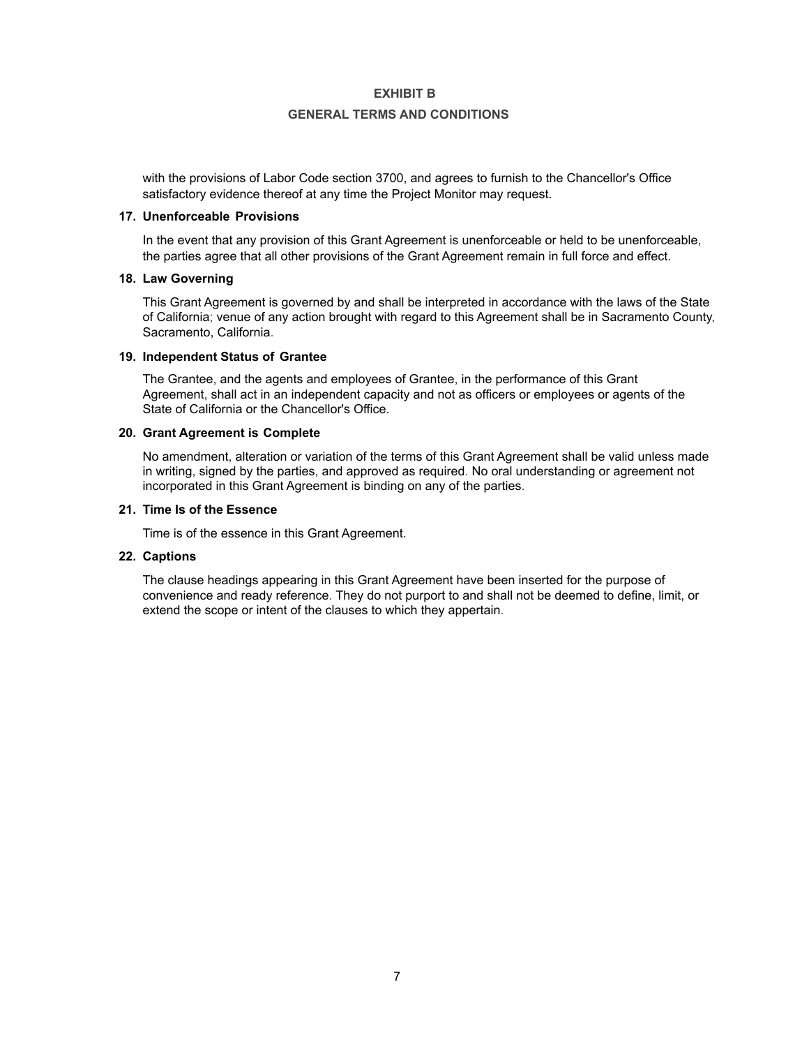# EXHIBIT B

## GENERAL TERMS AND CONDITIONS

with the provisions of Labor Code section 3700, and agrees to furnish to the Chancellor's Office satisfactory evidence thereof at any time the Project Monitor may request.

**17. Unenforceable Provisions**

In the event that any provision of this Grant Agreement is unenforceable or held to be unenforceable, the parties agree that all other provisions of the Grant Agreement remain in full force and effect.

**18. Law Governing**

This Grant Agreement is governed by and shall be interpreted in accordance with the laws of the State of California; venue of any action brought with regard to this Agreement shall be in Sacramento County, Sacramento, California.

**19. Independent Status of Grantee**

The Grantee, and the agents and employees of Grantee, in the performance of this Grant Agreement, shall act in an independent capacity and not as officers or employees or agents of the State of California or the Chancellor's Office.

**20. Grant Agreement is Complete**

No amendment, alteration or variation of the terms of this Grant Agreement shall be valid unless made in writing, signed by the parties, and approved as required. No oral understanding or agreement not incorporated in this Grant Agreement is binding on any of the parties.

**21. Time Is of the Essence**

Time is of the essence in this Grant Agreement.

**22. Captions**

The clause headings appearing in this Grant Agreement have been inserted for the purpose of convenience and ready reference. They do not purport to and shall not be deemed to define, limit, or extend the scope or intent of the clauses to which they appertain.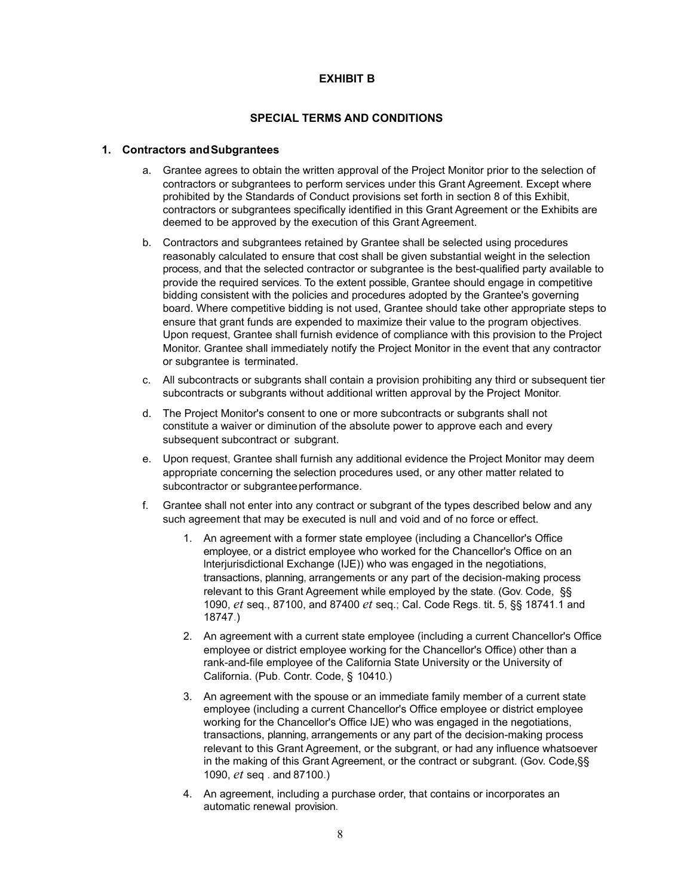# EXHIBIT B

## SPECIAL TERMS AND CONDITIONS

### 1. Contractors and Subgrantees

a. Grantee agrees to obtain the written approval of the Project Monitor prior to the selection of contractors or subgrantees to perform services under this Grant Agreement. Except where prohibited by the Standards of Conduct provisions set forth in section 8 of this Exhibit, contractors or subgrantees specifically identified in this Grant Agreement or the Exhibits are deemed to be approved by the execution of this Grant Agreement.

b. Contractors and subgrantees retained by Grantee shall be selected using procedures reasonably calculated to ensure that cost shall be given substantial weight in the selection process, and that the selected contractor or subgrantee is the best-qualified party available to provide the required services. To the extent possible, Grantee should engage in competitive bidding consistent with the policies and procedures adopted by the Grantee's governing board. Where competitive bidding is not used, Grantee should take other appropriate steps to ensure that grant funds are expended to maximize their value to the program objectives. Upon request, Grantee shall furnish evidence of compliance with this provision to the Project Monitor. Grantee shall immediately notify the Project Monitor in the event that any contractor or subgrantee is terminated.

c. All subcontracts or subgrants shall contain a provision prohibiting any third or subsequent tier subcontracts or subgrants without additional written approval by the Project Monitor.

d. The Project Monitor's consent to one or more subcontracts or subgrants shall not constitute a waiver or diminution of the absolute power to approve each and every subsequent subcontract or subgrant.

e. Upon request, Grantee shall furnish any additional evidence the Project Monitor may deem appropriate concerning the selection procedures used, or any other matter related to subcontractor or subgrantee performance.

f. Grantee shall not enter into any contract or subgrant of the types described below and any such agreement that may be executed is null and void and of no force or effect.

   1. An agreement with a former state employee (including a Chancellor's Office employee, or a district employee who worked for the Chancellor's Office on an Interjurisdictional Exchange (IJE)) who was engaged in the negotiations, transactions, planning, arrangements or any part of the decision-making process relevant to this Grant Agreement while employed by the state. (Gov. Code, §§ 1090, *et* seq., 87100, and 87400 *et* seq.; Cal. Code Regs. tit. 5, §§ 18741.1 and 18747.)

   2. An agreement with a current state employee (including a current Chancellor's Office employee or district employee working for the Chancellor's Office) other than a rank-and-file employee of the California State University or the University of California. (Pub. Contr. Code, § 10410.)

   3. An agreement with the spouse or an immediate family member of a current state employee (including a current Chancellor's Office employee or district employee working for the Chancellor's Office IJE) who was engaged in the negotiations, transactions, planning, arrangements or any part of the decision-making process relevant to this Grant Agreement, or the subgrant, or had any influence whatsoever in the making of this Grant Agreement, or the contract or subgrant. (Gov. Code,§§ 1090, *et* seq . and 87100.)

   4. An agreement, including a purchase order, that contains or incorporates an automatic renewal provision.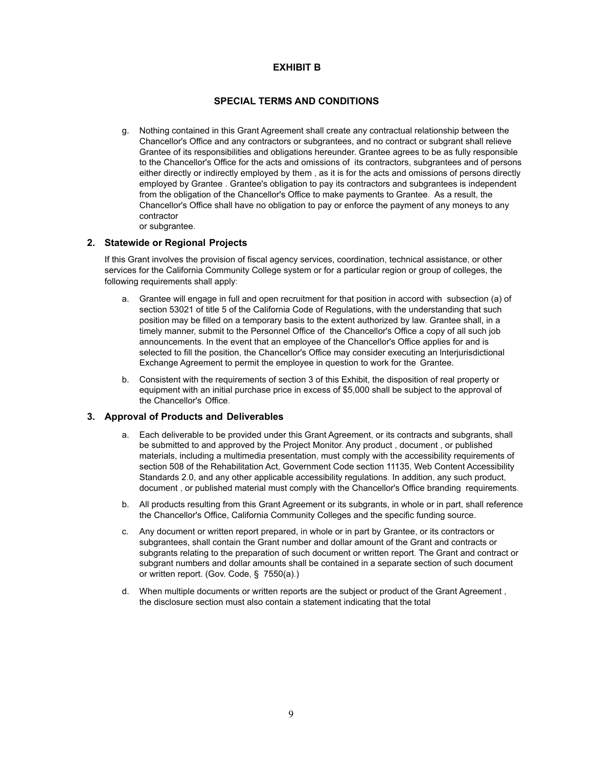# EXHIBIT B

## SPECIAL TERMS AND CONDITIONS

g. Nothing contained in this Grant Agreement shall create any contractual relationship between the Chancellor's Office and any contractors or subgrantees, and no contract or subgrant shall relieve Grantee of its responsibilities and obligations hereunder. Grantee agrees to be as fully responsible to the Chancellor's Office for the acts and omissions of its contractors, subgrantees and of persons either directly or indirectly employed by them , as it is for the acts and omissions of persons directly employed by Grantee . Grantee's obligation to pay its contractors and subgrantees is independent from the obligation of the Chancellor's Office to make payments to Grantee. As a result, the Chancellor's Office shall have no obligation to pay or enforce the payment of any moneys to any contractor or subgrantee.

### 2. Statewide or Regional Projects

If this Grant involves the provision of fiscal agency services, coordination, technical assistance, or other services for the California Community College system or for a particular region or group of colleges, the following requirements shall apply:

a. Grantee will engage in full and open recruitment for that position in accord with subsection (a) of section 53021 of title 5 of the California Code of Regulations, with the understanding that such position may be filled on a temporary basis to the extent authorized by law. Grantee shall, in a timely manner, submit to the Personnel Office of the Chancellor's Office a copy of all such job announcements. In the event that an employee of the Chancellor's Office applies for and is selected to fill the position, the Chancellor's Office may consider executing an Interjurisdictional Exchange Agreement to permit the employee in question to work for the Grantee.

b. Consistent with the requirements of section 3 of this Exhibit, the disposition of real property or equipment with an initial purchase price in excess of $5,000 shall be subject to the approval of the Chancellor's Office.

### 3. Approval of Products and Deliverables

a. Each deliverable to be provided under this Grant Agreement, or its contracts and subgrants, shall be submitted to and approved by the Project Monitor. Any product , document , or published materials, including a multimedia presentation, must comply with the accessibility requirements of section 508 of the Rehabilitation Act, Government Code section 11135, Web Content Accessibility Standards 2.0, and any other applicable accessibility regulations. In addition, any such product, document , or published material must comply with the Chancellor's Office branding requirements.

b. All products resulting from this Grant Agreement or its subgrants, in whole or in part, shall reference the Chancellor's Office, California Community Colleges and the specific funding source.

c. Any document or written report prepared, in whole or in part by Grantee, or its contractors or subgrantees, shall contain the Grant number and dollar amount of the Grant and contracts or subgrants relating to the preparation of such document or written report. The Grant and contract or subgrant numbers and dollar amounts shall be contained in a separate section of such document or written report. (Gov. Code, § 7550(a).)

d. When multiple documents or written reports are the subject or product of the Grant Agreement , the disclosure section must also contain a statement indicating that the total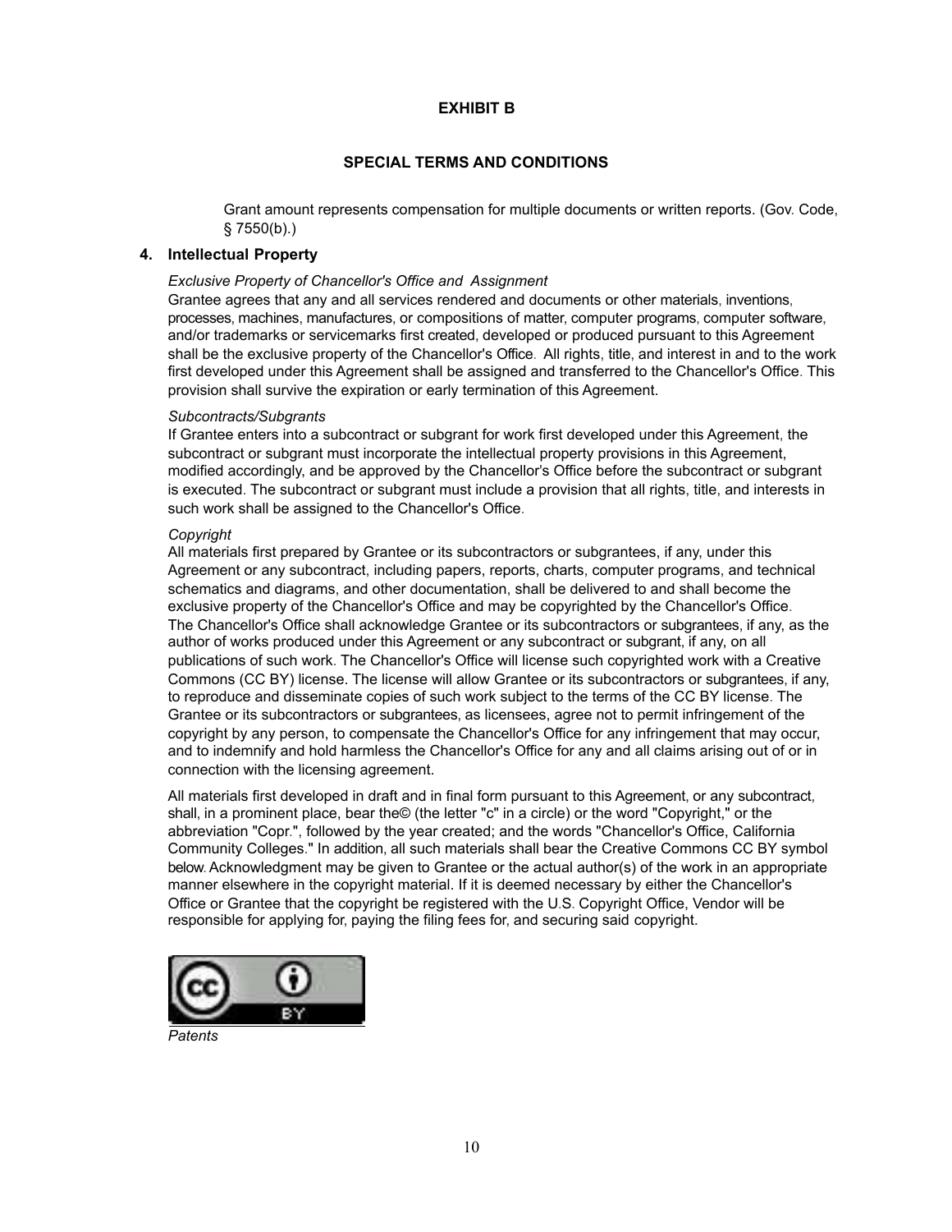# EXHIBIT B

## SPECIAL TERMS AND CONDITIONS

Grant amount represents compensation for multiple documents or written reports. (Gov. Code, § 7550(b).)

### 4. Intellectual Property

*Exclusive Property of Chancellor's Office and Assignment*

Grantee agrees that any and all services rendered and documents or other materials, inventions, processes, machines, manufactures, or compositions of matter, computer programs, computer software, and/or trademarks or servicemarks first created, developed or produced pursuant to this Agreement shall be the exclusive property of the Chancellor's Office. All rights, title, and interest in and to the work first developed under this Agreement shall be assigned and transferred to the Chancellor's Office. This provision shall survive the expiration or early termination of this Agreement.

*Subcontracts/Subgrants*

If Grantee enters into a subcontract or subgrant for work first developed under this Agreement, the subcontract or subgrant must incorporate the intellectual property provisions in this Agreement, modified accordingly, and be approved by the Chancellor's Office before the subcontract or subgrant is executed. The subcontract or subgrant must include a provision that all rights, title, and interests in such work shall be assigned to the Chancellor's Office.

*Copyright*

All materials first prepared by Grantee or its subcontractors or subgrantees, if any, under this Agreement or any subcontract, including papers, reports, charts, computer programs, and technical schematics and diagrams, and other documentation, shall be delivered to and shall become the exclusive property of the Chancellor's Office and may be copyrighted by the Chancellor's Office. The Chancellor's Office shall acknowledge Grantee or its subcontractors or subgrantees, if any, as the author of works produced under this Agreement or any subcontract or subgrant, if any, on all publications of such work. The Chancellor's Office will license such copyrighted work with a Creative Commons (CC BY) license. The license will allow Grantee or its subcontractors or subgrantees, if any, to reproduce and disseminate copies of such work subject to the terms of the CC BY license. The Grantee or its subcontractors or subgrantees, as licensees, agree not to permit infringement of the copyright by any person, to compensate the Chancellor's Office for any infringement that may occur, and to indemnify and hold harmless the Chancellor's Office for any and all claims arising out of or in connection with the licensing agreement.

All materials first developed in draft and in final form pursuant to this Agreement, or any subcontract, shall, in a prominent place, bear the© (the letter "c" in a circle) or the word "Copyright," or the abbreviation "Copr.", followed by the year created; and the words "Chancellor's Office, California Community Colleges." In addition, all such materials shall bear the Creative Commons CC BY symbol below. Acknowledgment may be given to Grantee or the actual author(s) of the work in an appropriate manner elsewhere in the copyright material. If it is deemed necessary by either the Chancellor's Office or Grantee that the copyright be registered with the U.S. Copyright Office, Vendor will be responsible for applying for, paying the filing fees for, and securing said copyright.

*Patents*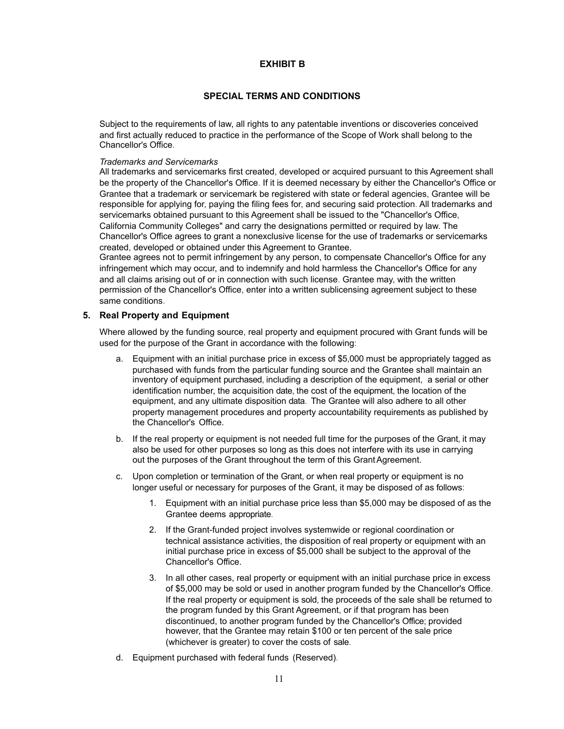# EXHIBIT B

## SPECIAL TERMS AND CONDITIONS

Subject to the requirements of law, all rights to any patentable inventions or discoveries conceived and first actually reduced to practice in the performance of the Scope of Work shall belong to the Chancellor's Office.

*Trademarks and Servicemarks*

All trademarks and servicemarks first created, developed or acquired pursuant to this Agreement shall be the property of the Chancellor's Office. If it is deemed necessary by either the Chancellor's Office or Grantee that a trademark or servicemark be registered with state or federal agencies, Grantee will be responsible for applying for, paying the filing fees for, and securing said protection. All trademarks and servicemarks obtained pursuant to this Agreement shall be issued to the "Chancellor's Office, California Community Colleges" and carry the designations permitted or required by law. The Chancellor's Office agrees to grant a nonexclusive license for the use of trademarks or servicemarks created, developed or obtained under this Agreement to Grantee.

Grantee agrees not to permit infringement by any person, to compensate Chancellor's Office for any infringement which may occur, and to indemnify and hold harmless the Chancellor's Office for any and all claims arising out of or in connection with such license. Grantee may, with the written permission of the Chancellor's Office, enter into a written sublicensing agreement subject to these same conditions.

**5. Real Property and Equipment**

Where allowed by the funding source, real property and equipment procured with Grant funds will be used for the purpose of the Grant in accordance with the following:

a. Equipment with an initial purchase price in excess of $5,000 must be appropriately tagged as purchased with funds from the particular funding source and the Grantee shall maintain an inventory of equipment purchased, including a description of the equipment, a serial or other identification number, the acquisition date, the cost of the equipment, the location of the equipment, and any ultimate disposition data. The Grantee will also adhere to all other property management procedures and property accountability requirements as published by the Chancellor's Office.

b. If the real property or equipment is not needed full time for the purposes of the Grant, it may also be used for other purposes so long as this does not interfere with its use in carrying out the purposes of the Grant throughout the term of this Grant Agreement.

c. Upon completion or termination of the Grant, or when real property or equipment is no longer useful or necessary for purposes of the Grant, it may be disposed of as follows:

1. Equipment with an initial purchase price less than $5,000 may be disposed of as the Grantee deems appropriate.

2. If the Grant-funded project involves systemwide or regional coordination or technical assistance activities, the disposition of real property or equipment with an initial purchase price in excess of $5,000 shall be subject to the approval of the Chancellor's Office.

3. In all other cases, real property or equipment with an initial purchase price in excess of $5,000 may be sold or used in another program funded by the Chancellor's Office. If the real property or equipment is sold, the proceeds of the sale shall be returned to the program funded by this Grant Agreement, or if that program has been discontinued, to another program funded by the Chancellor's Office; provided however, that the Grantee may retain $100 or ten percent of the sale price (whichever is greater) to cover the costs of sale.

d. Equipment purchased with federal funds (Reserved).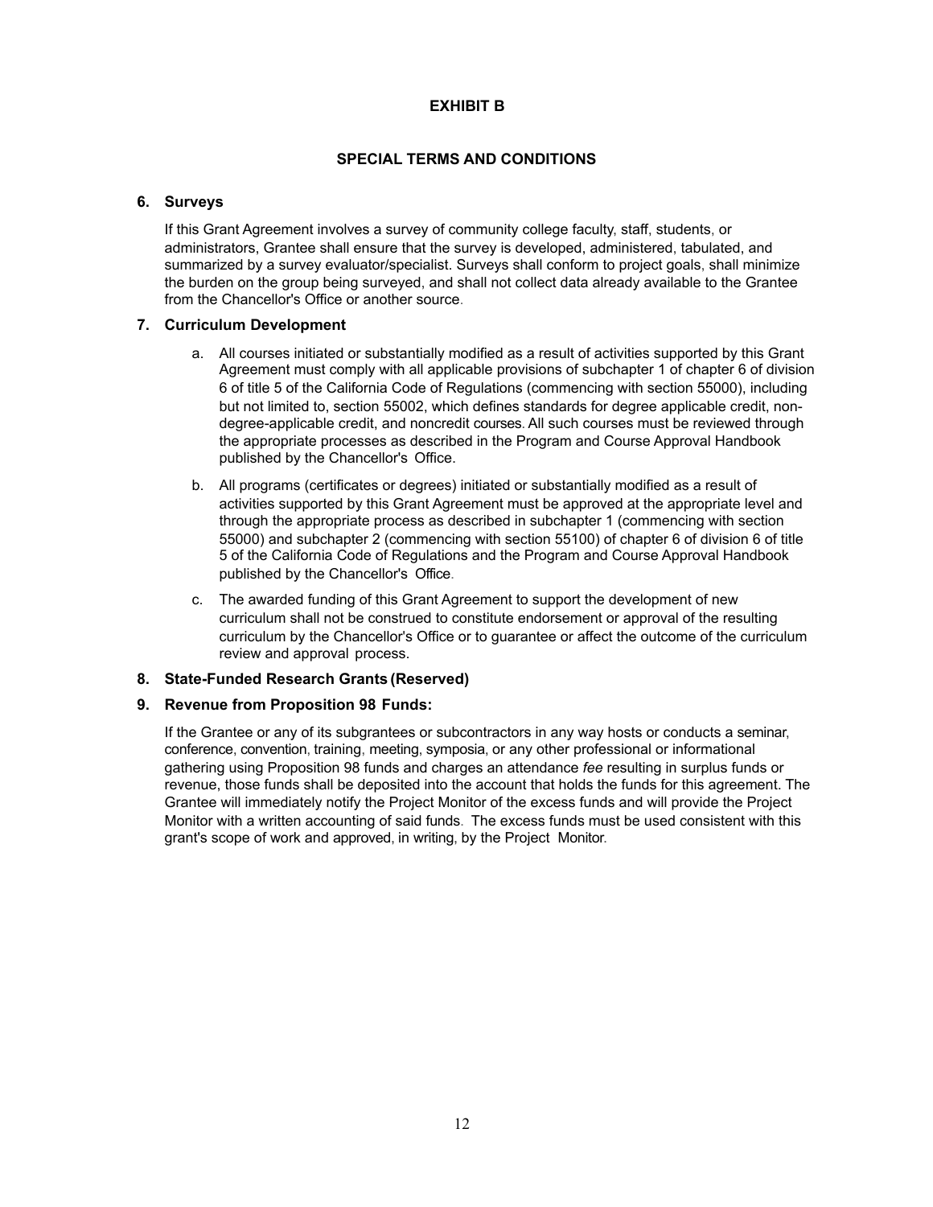# EXHIBIT B

## SPECIAL TERMS AND CONDITIONS

### 6. Surveys

If this Grant Agreement involves a survey of community college faculty, staff, students, or administrators, Grantee shall ensure that the survey is developed, administered, tabulated, and summarized by a survey evaluator/specialist. Surveys shall conform to project goals, shall minimize the burden on the group being surveyed, and shall not collect data already available to the Grantee from the Chancellor's Office or another source.

### 7. Curriculum Development

a. All courses initiated or substantially modified as a result of activities supported by this Grant Agreement must comply with all applicable provisions of subchapter 1 of chapter 6 of division 6 of title 5 of the California Code of Regulations (commencing with section 55000), including but not limited to, section 55002, which defines standards for degree applicable credit, non-degree-applicable credit, and noncredit courses. All such courses must be reviewed through the appropriate processes as described in the Program and Course Approval Handbook published by the Chancellor's Office.

b. All programs (certificates or degrees) initiated or substantially modified as a result of activities supported by this Grant Agreement must be approved at the appropriate level and through the appropriate process as described in subchapter 1 (commencing with section 55000) and subchapter 2 (commencing with section 55100) of chapter 6 of division 6 of title 5 of the California Code of Regulations and the Program and Course Approval Handbook published by the Chancellor's Office.

c. The awarded funding of this Grant Agreement to support the development of new curriculum shall not be construed to constitute endorsement or approval of the resulting curriculum by the Chancellor's Office or to guarantee or affect the outcome of the curriculum review and approval process.

### 8. State-Funded Research Grants (Reserved)

### 9. Revenue from Proposition 98 Funds:

If the Grantee or any of its subgrantees or subcontractors in any way hosts or conducts a seminar, conference, convention, training, meeting, symposia, or any other professional or informational gathering using Proposition 98 funds and charges an attendance *fee* resulting in surplus funds or revenue, those funds shall be deposited into the account that holds the funds for this agreement. The Grantee will immediately notify the Project Monitor of the excess funds and will provide the Project Monitor with a written accounting of said funds. The excess funds must be used consistent with this grant's scope of work and approved, in writing, by the Project Monitor.